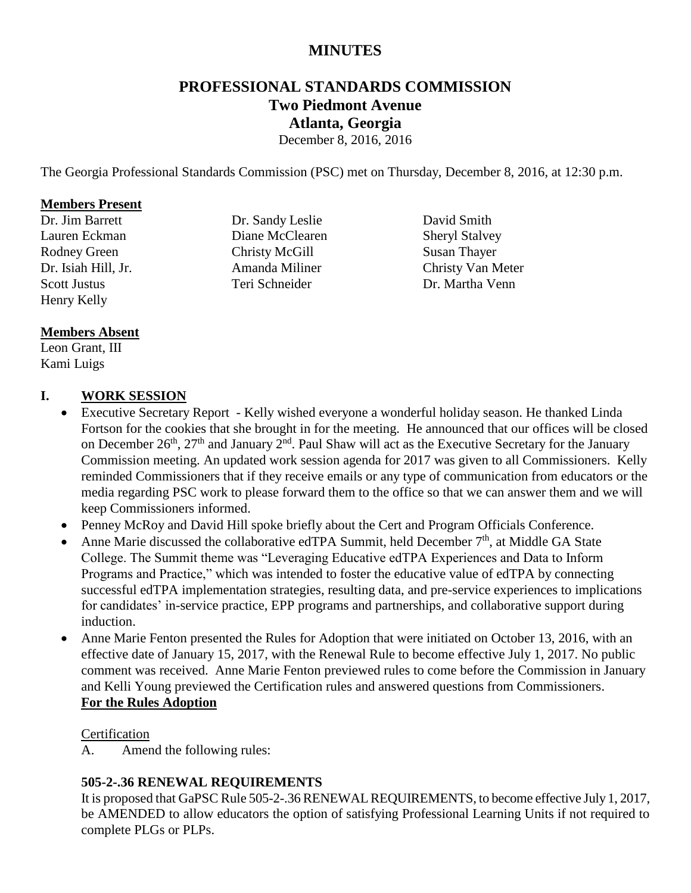# MINUTES

## PROFESSIONAL STANDARDS COMMISSION
## Two Piedmont Avenue
## Atlanta, Georgia

December 8, 2016, 2016

The Georgia Professional Standards Commission (PSC) met on Thursday, December 8, 2016, at 12:30 p.m.

**Members Present**

Dr. Jim Barrett
Lauren Eckman
Rodney Green
Dr. Isiah Hill, Jr.
Scott Justus
Henry Kelly
Dr. Sandy Leslie
Diane McClearen
Christy McGill
Amanda Miliner
Teri Schneider
David Smith
Sheryl Stalvey
Susan Thayer
Christy Van Meter
Dr. Martha Venn

**Members Absent**

Leon Grant, III
Kami Luigs

## I. WORK SESSION

- Executive Secretary Report - Kelly wished everyone a wonderful holiday season. He thanked Linda Fortson for the cookies that she brought in for the meeting. He announced that our offices will be closed on December 26th, 27th and January 2nd. Paul Shaw will act as the Executive Secretary for the January Commission meeting. An updated work session agenda for 2017 was given to all Commissioners. Kelly reminded Commissioners that if they receive emails or any type of communication from educators or the media regarding PSC work to please forward them to the office so that we can answer them and we will keep Commissioners informed.
- Penney McRoy and David Hill spoke briefly about the Cert and Program Officials Conference.
- Anne Marie discussed the collaborative edTPA Summit, held December 7th, at Middle GA State College. The Summit theme was "Leveraging Educative edTPA Experiences and Data to Inform Programs and Practice," which was intended to foster the educative value of edTPA by connecting successful edTPA implementation strategies, resulting data, and pre-service experiences to implications for candidates' in-service practice, EPP programs and partnerships, and collaborative support during induction.
- Anne Marie Fenton presented the Rules for Adoption that were initiated on October 13, 2016, with an effective date of January 15, 2017, with the Renewal Rule to become effective July 1, 2017. No public comment was received. Anne Marie Fenton previewed rules to come before the Commission in January and Kelli Young previewed the Certification rules and answered questions from Commissioners.

  **For the Rules Adoption**

  Certification

  A. Amend the following rules:

  **505-2-.36 RENEWAL REQUIREMENTS**

  It is proposed that GaPSC Rule 505-2-.36 RENEWAL REQUIREMENTS, to become effective July 1, 2017, be AMENDED to allow educators the option of satisfying Professional Learning Units if not required to complete PLGs or PLPs.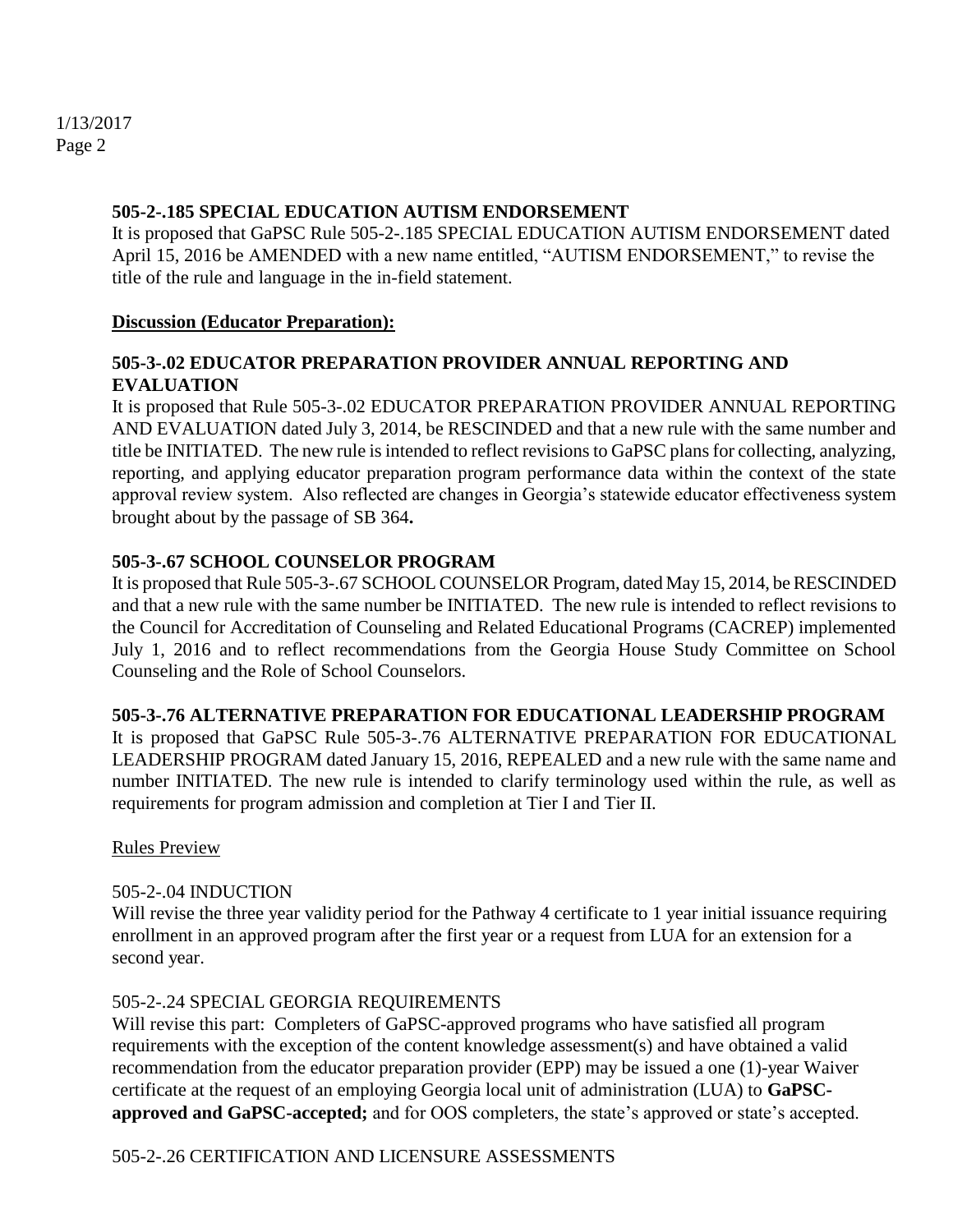**505-2-.185 SPECIAL EDUCATION AUTISM ENDORSEMENT**

It is proposed that GaPSC Rule 505-2-.185 SPECIAL EDUCATION AUTISM ENDORSEMENT dated April 15, 2016 be AMENDED with a new name entitled, "AUTISM ENDORSEMENT," to revise the title of the rule and language in the in-field statement.

**Discussion (Educator Preparation):**

**505-3-.02 EDUCATOR PREPARATION PROVIDER ANNUAL REPORTING AND EVALUATION**

It is proposed that Rule 505-3-.02 EDUCATOR PREPARATION PROVIDER ANNUAL REPORTING AND EVALUATION dated July 3, 2014, be RESCINDED and that a new rule with the same number and title be INITIATED. The new rule is intended to reflect revisions to GaPSC plans for collecting, analyzing, reporting, and applying educator preparation program performance data within the context of the state approval review system. Also reflected are changes in Georgia's statewide educator effectiveness system brought about by the passage of SB 364**.**

**505-3-.67 SCHOOL COUNSELOR PROGRAM**

It is proposed that Rule 505-3-.67 SCHOOL COUNSELOR Program, dated May 15, 2014, be RESCINDED and that a new rule with the same number be INITIATED. The new rule is intended to reflect revisions to the Council for Accreditation of Counseling and Related Educational Programs (CACREP) implemented July 1, 2016 and to reflect recommendations from the Georgia House Study Committee on School Counseling and the Role of School Counselors.

**505-3-.76 ALTERNATIVE PREPARATION FOR EDUCATIONAL LEADERSHIP PROGRAM**

It is proposed that GaPSC Rule 505-3-.76 ALTERNATIVE PREPARATION FOR EDUCATIONAL LEADERSHIP PROGRAM dated January 15, 2016, REPEALED and a new rule with the same name and number INITIATED. The new rule is intended to clarify terminology used within the rule, as well as requirements for program admission and completion at Tier I and Tier II.

Rules Preview

505-2-.04 INDUCTION

Will revise the three year validity period for the Pathway 4 certificate to 1 year initial issuance requiring enrollment in an approved program after the first year or a request from LUA for an extension for a second year.

505-2-.24 SPECIAL GEORGIA REQUIREMENTS

Will revise this part: Completers of GaPSC-approved programs who have satisfied all program requirements with the exception of the content knowledge assessment(s) and have obtained a valid recommendation from the educator preparation provider (EPP) may be issued a one (1)-year Waiver certificate at the request of an employing Georgia local unit of administration (LUA) to **GaPSC-approved and GaPSC-accepted;** and for OOS completers, the state's approved or state's accepted.

505-2-.26 CERTIFICATION AND LICENSURE ASSESSMENTS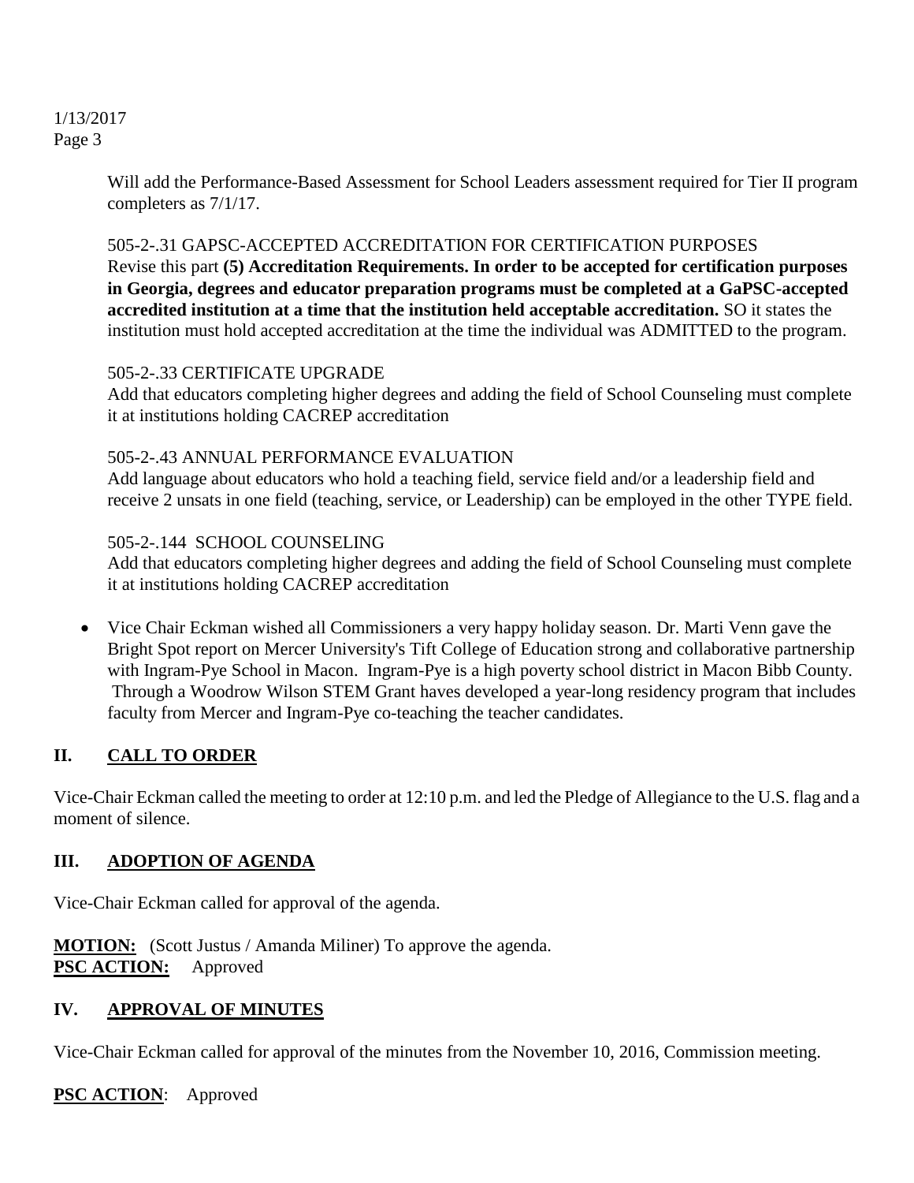Will add the Performance-Based Assessment for School Leaders assessment required for Tier II program completers as 7/1/17.

505-2-.31 GAPSC-ACCEPTED ACCREDITATION FOR CERTIFICATION PURPOSES
Revise this part **(5) Accreditation Requirements. In order to be accepted for certification purposes in Georgia, degrees and educator preparation programs must be completed at a GaPSC-accepted accredited institution at a time that the institution held acceptable accreditation.** SO it states the institution must hold accepted accreditation at the time the individual was ADMITTED to the program.

505-2-.33 CERTIFICATE UPGRADE
Add that educators completing higher degrees and adding the field of School Counseling must complete it at institutions holding CACREP accreditation

505-2-.43 ANNUAL PERFORMANCE EVALUATION
Add language about educators who hold a teaching field, service field and/or a leadership field and receive 2 unsats in one field (teaching, service, or Leadership) can be employed in the other TYPE field.

505-2-.144 SCHOOL COUNSELING
Add that educators completing higher degrees and adding the field of School Counseling must complete it at institutions holding CACREP accreditation

- Vice Chair Eckman wished all Commissioners a very happy holiday season. Dr. Marti Venn gave the Bright Spot report on Mercer University's Tift College of Education strong and collaborative partnership with Ingram-Pye School in Macon. Ingram-Pye is a high poverty school district in Macon Bibb County. Through a Woodrow Wilson STEM Grant haves developed a year-long residency program that includes faculty from Mercer and Ingram-Pye co-teaching the teacher candidates.

## II. CALL TO ORDER

Vice-Chair Eckman called the meeting to order at 12:10 p.m. and led the Pledge of Allegiance to the U.S. flag and a moment of silence.

## III. ADOPTION OF AGENDA

Vice-Chair Eckman called for approval of the agenda.

**MOTION:** (Scott Justus / Amanda Miliner) To approve the agenda.
**PSC ACTION:** Approved

## IV. APPROVAL OF MINUTES

Vice-Chair Eckman called for approval of the minutes from the November 10, 2016, Commission meeting.

**PSC ACTION**: Approved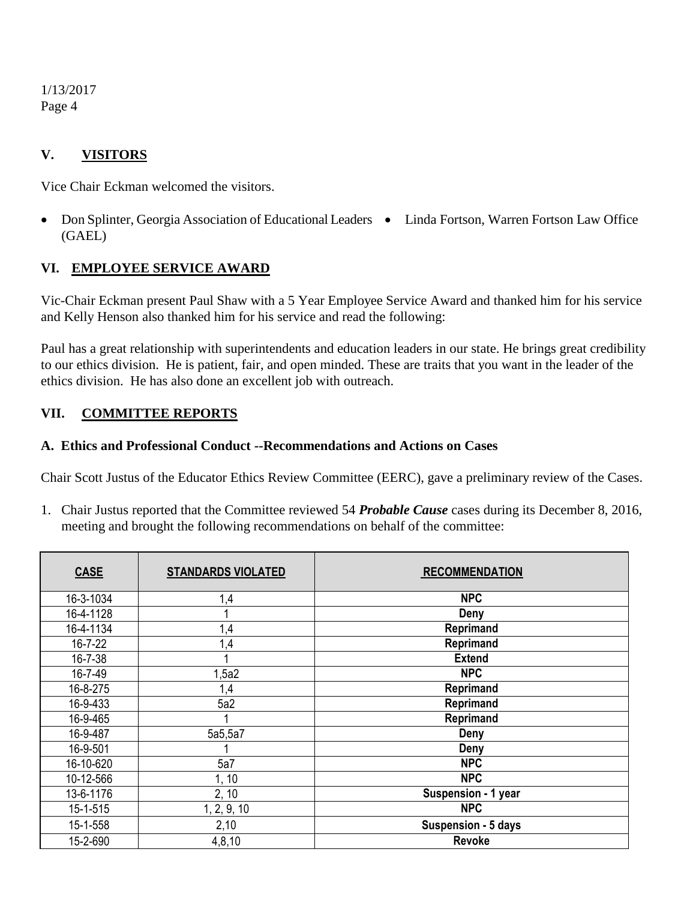## V. VISITORS

Vice Chair Eckman welcomed the visitors.

- Don Splinter, Georgia Association of Educational Leaders (GAEL)
- Linda Fortson, Warren Fortson Law Office

## VI. EMPLOYEE SERVICE AWARD

Vic-Chair Eckman present Paul Shaw with a 5 Year Employee Service Award and thanked him for his service and Kelly Henson also thanked him for his service and read the following:

Paul has a great relationship with superintendents and education leaders in our state. He brings great credibility to our ethics division. He is patient, fair, and open minded. These are traits that you want in the leader of the ethics division. He has also done an excellent job with outreach.

## VII. COMMITTEE REPORTS

### A. Ethics and Professional Conduct --Recommendations and Actions on Cases

Chair Scott Justus of the Educator Ethics Review Committee (EERC), gave a preliminary review of the Cases.

1. Chair Justus reported that the Committee reviewed 54 ***Probable Cause*** cases during its December 8, 2016, meeting and brought the following recommendations on behalf of the committee:

| CASE | STANDARDS VIOLATED | RECOMMENDATION |
|---|---|---|
| 16-3-1034 | 1,4 | **NPC** |
| 16-4-1128 | 1 | **Deny** |
| 16-4-1134 | 1,4 | **Reprimand** |
| 16-7-22 | 1,4 | **Reprimand** |
| 16-7-38 | 1 | **Extend** |
| 16-7-49 | 1,5a2 | **NPC** |
| 16-8-275 | 1,4 | **Reprimand** |
| 16-9-433 | 5a2 | **Reprimand** |
| 16-9-465 | 1 | **Reprimand** |
| 16-9-487 | 5a5,5a7 | **Deny** |
| 16-9-501 | 1 | **Deny** |
| 16-10-620 | 5a7 | **NPC** |
| 10-12-566 | 1, 10 | **NPC** |
| 13-6-1176 | 2, 10 | **Suspension - 1 year** |
| 15-1-515 | 1, 2, 9, 10 | **NPC** |
| 15-1-558 | 2,10 | **Suspension - 5 days** |
| 15-2-690 | 4,8,10 | **Revoke** |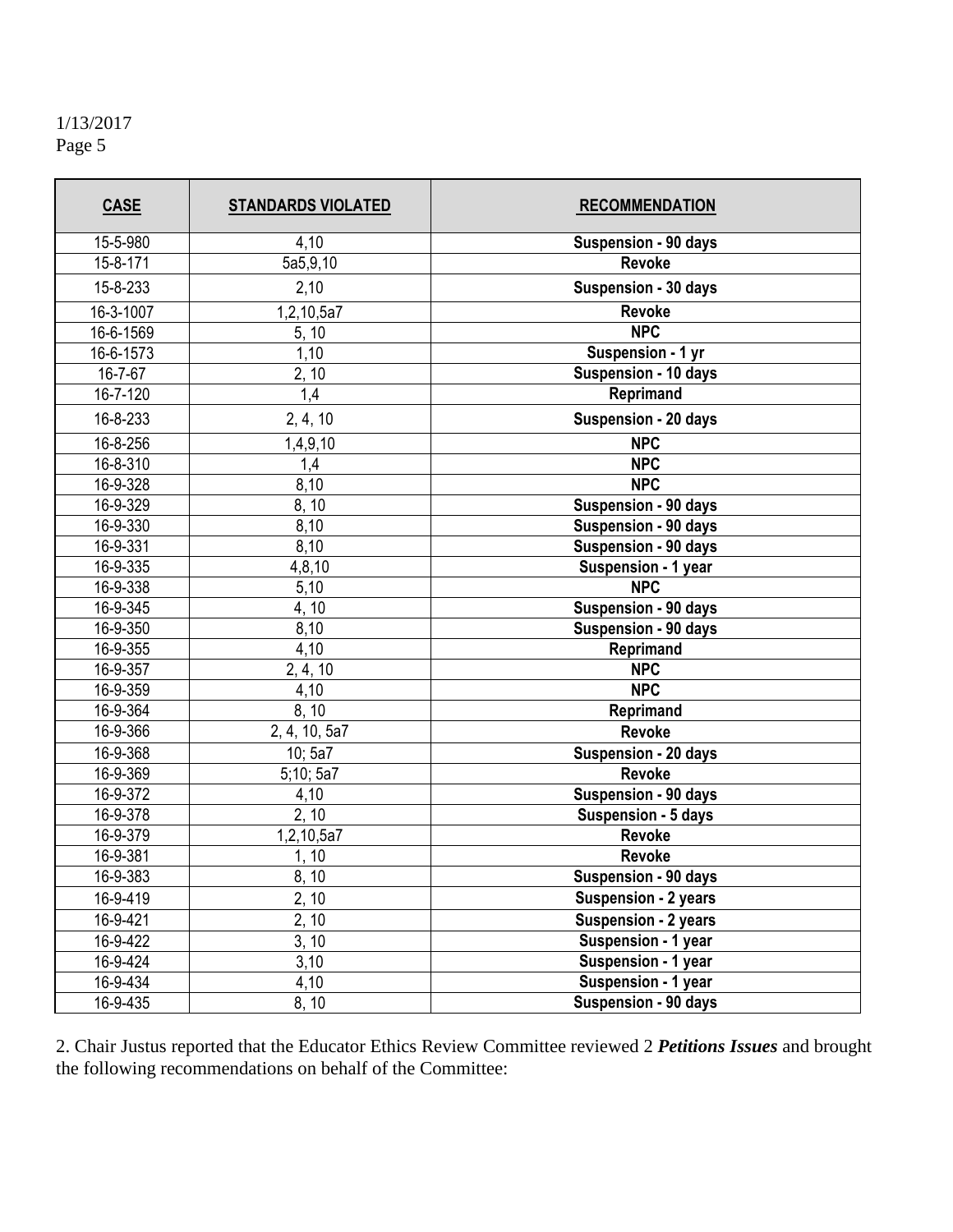| CASE | STANDARDS VIOLATED | RECOMMENDATION |
|---|---|---|
| 15-5-980 | 4,10 | **Suspension - 90 days** |
| 15-8-171 | 5a5,9,10 | **Revoke** |
| 15-8-233 | 2,10 | **Suspension - 30 days** |
| 16-3-1007 | 1,2,10,5a7 | **Revoke** |
| 16-6-1569 | 5, 10 | **NPC** |
| 16-6-1573 | 1,10 | **Suspension - 1 yr** |
| 16-7-67 | 2, 10 | **Suspension - 10 days** |
| 16-7-120 | 1,4 | **Reprimand** |
| 16-8-233 | 2, 4, 10 | **Suspension - 20 days** |
| 16-8-256 | 1,4,9,10 | **NPC** |
| 16-8-310 | 1,4 | **NPC** |
| 16-9-328 | 8,10 | **NPC** |
| 16-9-329 | 8, 10 | **Suspension - 90 days** |
| 16-9-330 | 8,10 | **Suspension - 90 days** |
| 16-9-331 | 8,10 | **Suspension - 90 days** |
| 16-9-335 | 4,8,10 | **Suspension - 1 year** |
| 16-9-338 | 5,10 | **NPC** |
| 16-9-345 | 4, 10 | **Suspension - 90 days** |
| 16-9-350 | 8,10 | **Suspension - 90 days** |
| 16-9-355 | 4,10 | **Reprimand** |
| 16-9-357 | 2, 4, 10 | **NPC** |
| 16-9-359 | 4,10 | **NPC** |
| 16-9-364 | 8, 10 | **Reprimand** |
| 16-9-366 | 2, 4, 10, 5a7 | **Revoke** |
| 16-9-368 | 10; 5a7 | **Suspension - 20 days** |
| 16-9-369 | 5;10; 5a7 | **Revoke** |
| 16-9-372 | 4,10 | **Suspension - 90 days** |
| 16-9-378 | 2, 10 | **Suspension - 5 days** |
| 16-9-379 | 1,2,10,5a7 | **Revoke** |
| 16-9-381 | 1, 10 | **Revoke** |
| 16-9-383 | 8, 10 | **Suspension - 90 days** |
| 16-9-419 | 2, 10 | **Suspension - 2 years** |
| 16-9-421 | 2, 10 | **Suspension - 2 years** |
| 16-9-422 | 3, 10 | **Suspension - 1 year** |
| 16-9-424 | 3,10 | **Suspension - 1 year** |
| 16-9-434 | 4,10 | **Suspension - 1 year** |
| 16-9-435 | 8, 10 | **Suspension - 90 days** |

2. Chair Justus reported that the Educator Ethics Review Committee reviewed 2 ***Petitions Issues*** and brought the following recommendations on behalf of the Committee: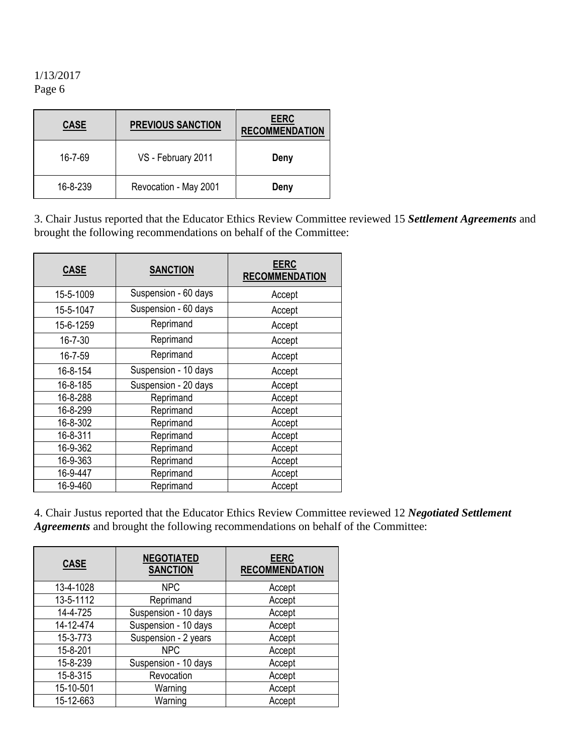| CASE | PREVIOUS SANCTION | EERC RECOMMENDATION |
|---|---|---|
| 16-7-69 | VS - February 2011 | **Deny** |
| 16-8-239 | Revocation - May 2001 | **Deny** |

3. Chair Justus reported that the Educator Ethics Review Committee reviewed 15 ***Settlement Agreements*** and brought the following recommendations on behalf of the Committee:

| CASE | SANCTION | EERC RECOMMENDATION |
|---|---|---|
| 15-5-1009 | Suspension - 60 days | Accept |
| 15-5-1047 | Suspension - 60 days | Accept |
| 15-6-1259 | Reprimand | Accept |
| 16-7-30 | Reprimand | Accept |
| 16-7-59 | Reprimand | Accept |
| 16-8-154 | Suspension - 10 days | Accept |
| 16-8-185 | Suspension - 20 days | Accept |
| 16-8-288 | Reprimand | Accept |
| 16-8-299 | Reprimand | Accept |
| 16-8-302 | Reprimand | Accept |
| 16-8-311 | Reprimand | Accept |
| 16-9-362 | Reprimand | Accept |
| 16-9-363 | Reprimand | Accept |
| 16-9-447 | Reprimand | Accept |
| 16-9-460 | Reprimand | Accept |

4. Chair Justus reported that the Educator Ethics Review Committee reviewed 12 ***Negotiated Settlement Agreements*** and brought the following recommendations on behalf of the Committee:

| CASE | NEGOTIATED SANCTION | EERC RECOMMENDATION |
|---|---|---|
| 13-4-1028 | NPC | Accept |
| 13-5-1112 | Reprimand | Accept |
| 14-4-725 | Suspension - 10 days | Accept |
| 14-12-474 | Suspension - 10 days | Accept |
| 15-3-773 | Suspension - 2 years | Accept |
| 15-8-201 | NPC | Accept |
| 15-8-239 | Suspension - 10 days | Accept |
| 15-8-315 | Revocation | Accept |
| 15-10-501 | Warning | Accept |
| 15-12-663 | Warning | Accept |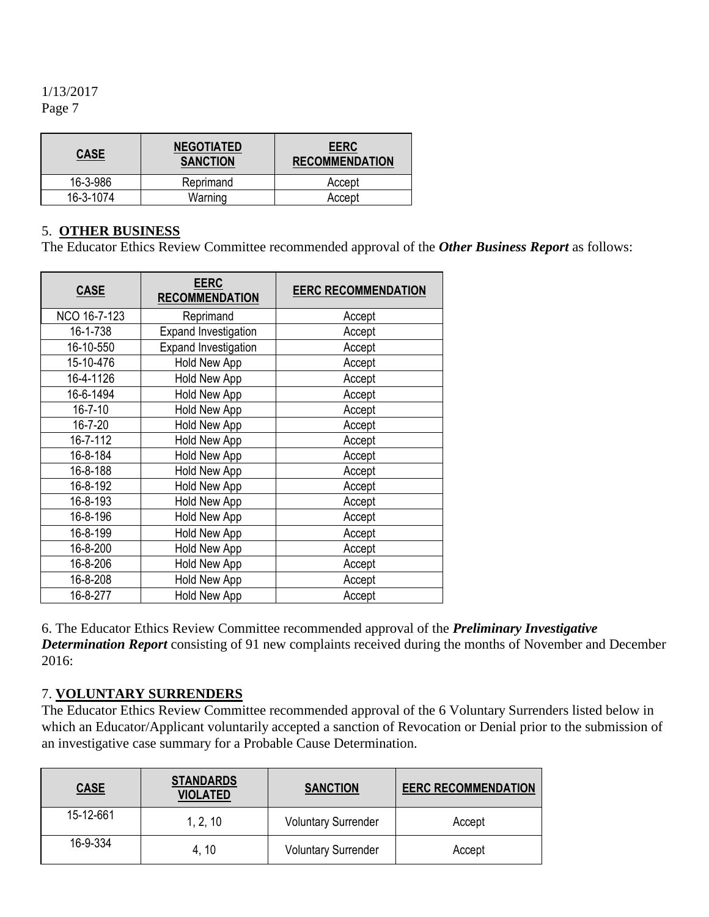1/13/2017
Page 7

| CASE | NEGOTIATED SANCTION | EERC RECOMMENDATION |
| --- | --- | --- |
| 16-3-986 | Reprimand | Accept |
| 16-3-1074 | Warning | Accept |

5. **OTHER BUSINESS**

The Educator Ethics Review Committee recommended approval of the ***Other Business Report*** as follows:

| CASE | EERC RECOMMENDATION | EERC RECOMMENDATION |
| --- | --- | --- |
| NCO 16-7-123 | Reprimand | Accept |
| 16-1-738 | Expand Investigation | Accept |
| 16-10-550 | Expand Investigation | Accept |
| 15-10-476 | Hold New App | Accept |
| 16-4-1126 | Hold New App | Accept |
| 16-6-1494 | Hold New App | Accept |
| 16-7-10 | Hold New App | Accept |
| 16-7-20 | Hold New App | Accept |
| 16-7-112 | Hold New App | Accept |
| 16-8-184 | Hold New App | Accept |
| 16-8-188 | Hold New App | Accept |
| 16-8-192 | Hold New App | Accept |
| 16-8-193 | Hold New App | Accept |
| 16-8-196 | Hold New App | Accept |
| 16-8-199 | Hold New App | Accept |
| 16-8-200 | Hold New App | Accept |
| 16-8-206 | Hold New App | Accept |
| 16-8-208 | Hold New App | Accept |
| 16-8-277 | Hold New App | Accept |

6. The Educator Ethics Review Committee recommended approval of the ***Preliminary Investigative Determination Report*** consisting of 91 new complaints received during the months of November and December 2016:

7. **VOLUNTARY SURRENDERS**

The Educator Ethics Review Committee recommended approval of the 6 Voluntary Surrenders listed below in which an Educator/Applicant voluntarily accepted a sanction of Revocation or Denial prior to the submission of an investigative case summary for a Probable Cause Determination.

| CASE | STANDARDS VIOLATED | SANCTION | EERC RECOMMENDATION |
| --- | --- | --- | --- |
| 15-12-661 | 1, 2, 10 | Voluntary Surrender | Accept |
| 16-9-334 | 4, 10 | Voluntary Surrender | Accept |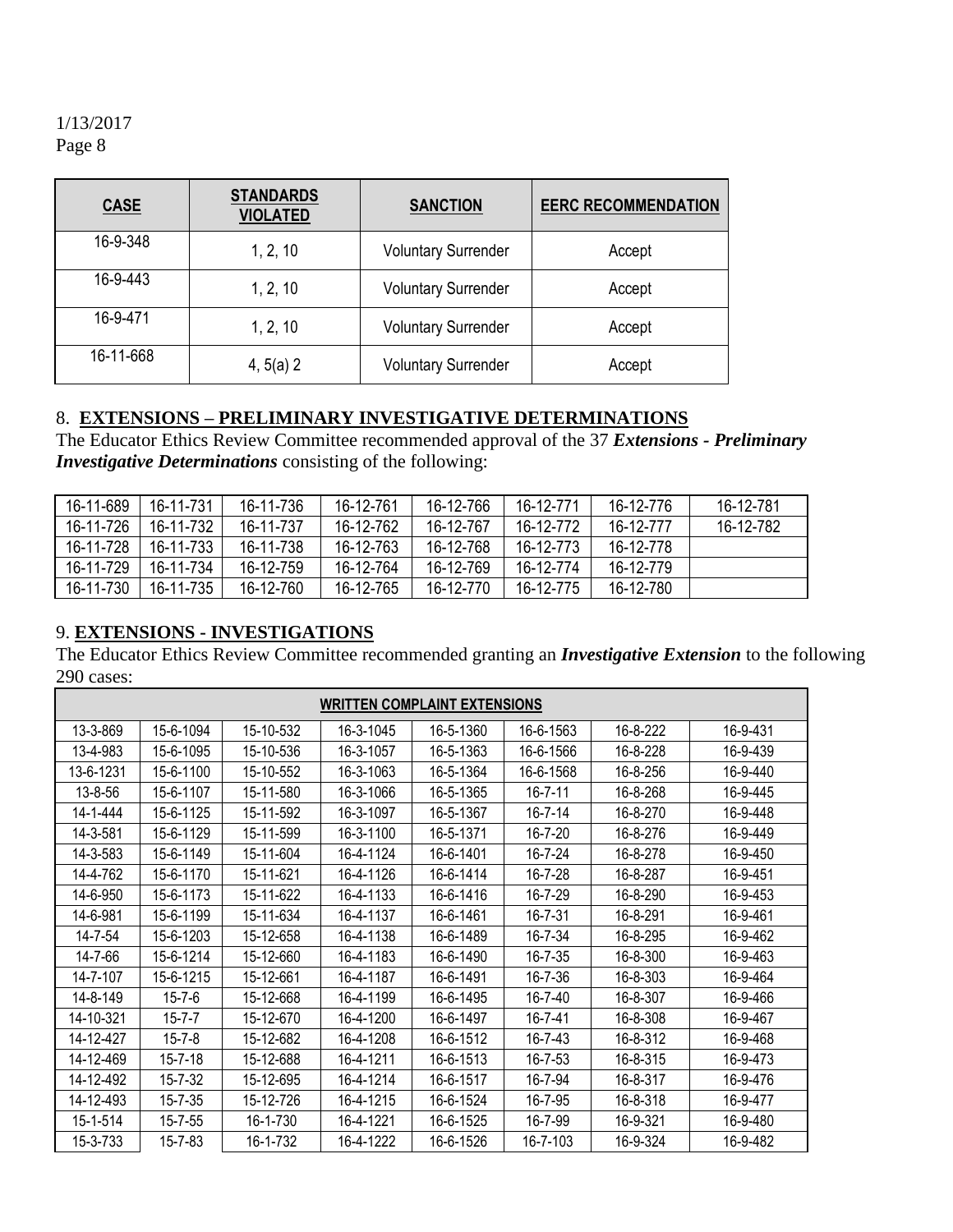| CASE | STANDARDS VIOLATED | SANCTION | EERC RECOMMENDATION |
|---|---|---|---|
| 16-9-348 | 1, 2, 10 | Voluntary Surrender | Accept |
| 16-9-443 | 1, 2, 10 | Voluntary Surrender | Accept |
| 16-9-471 | 1, 2, 10 | Voluntary Surrender | Accept |
| 16-11-668 | 4, 5(a) 2 | Voluntary Surrender | Accept |

## 8. EXTENSIONS – PRELIMINARY INVESTIGATIVE DETERMINATIONS

The Educator Ethics Review Committee recommended approval of the 37 ***Extensions - Preliminary Investigative Determinations*** consisting of the following:

| | | | | | | | |
|---|---|---|---|---|---|---|---|
| 16-11-689 | 16-11-731 | 16-11-736 | 16-12-761 | 16-12-766 | 16-12-771 | 16-12-776 | 16-12-781 |
| 16-11-726 | 16-11-732 | 16-11-737 | 16-12-762 | 16-12-767 | 16-12-772 | 16-12-777 | 16-12-782 |
| 16-11-728 | 16-11-733 | 16-11-738 | 16-12-763 | 16-12-768 | 16-12-773 | 16-12-778 | |
| 16-11-729 | 16-11-734 | 16-12-759 | 16-12-764 | 16-12-769 | 16-12-774 | 16-12-779 | |
| 16-11-730 | 16-11-735 | 16-12-760 | 16-12-765 | 16-12-770 | 16-12-775 | 16-12-780 | |

## 9. EXTENSIONS - INVESTIGATIONS

The Educator Ethics Review Committee recommended granting an ***Investigative Extension*** to the following 290 cases:

| WRITTEN COMPLAINT EXTENSIONS | | | | | | | |
|---|---|---|---|---|---|---|---|
| 13-3-869 | 15-6-1094 | 15-10-532 | 16-3-1045 | 16-5-1360 | 16-6-1563 | 16-8-222 | 16-9-431 |
| 13-4-983 | 15-6-1095 | 15-10-536 | 16-3-1057 | 16-5-1363 | 16-6-1566 | 16-8-228 | 16-9-439 |
| 13-6-1231 | 15-6-1100 | 15-10-552 | 16-3-1063 | 16-5-1364 | 16-6-1568 | 16-8-256 | 16-9-440 |
| 13-8-56 | 15-6-1107 | 15-11-580 | 16-3-1066 | 16-5-1365 | 16-7-11 | 16-8-268 | 16-9-445 |
| 14-1-444 | 15-6-1125 | 15-11-592 | 16-3-1097 | 16-5-1367 | 16-7-14 | 16-8-270 | 16-9-448 |
| 14-3-581 | 15-6-1129 | 15-11-599 | 16-3-1100 | 16-5-1371 | 16-7-20 | 16-8-276 | 16-9-449 |
| 14-3-583 | 15-6-1149 | 15-11-604 | 16-4-1124 | 16-6-1401 | 16-7-24 | 16-8-278 | 16-9-450 |
| 14-4-762 | 15-6-1170 | 15-11-621 | 16-4-1126 | 16-6-1414 | 16-7-28 | 16-8-287 | 16-9-451 |
| 14-6-950 | 15-6-1173 | 15-11-622 | 16-4-1133 | 16-6-1416 | 16-7-29 | 16-8-290 | 16-9-453 |
| 14-6-981 | 15-6-1199 | 15-11-634 | 16-4-1137 | 16-6-1461 | 16-7-31 | 16-8-291 | 16-9-461 |
| 14-7-54 | 15-6-1203 | 15-12-658 | 16-4-1138 | 16-6-1489 | 16-7-34 | 16-8-295 | 16-9-462 |
| 14-7-66 | 15-6-1214 | 15-12-660 | 16-4-1183 | 16-6-1490 | 16-7-35 | 16-8-300 | 16-9-463 |
| 14-7-107 | 15-6-1215 | 15-12-661 | 16-4-1187 | 16-6-1491 | 16-7-36 | 16-8-303 | 16-9-464 |
| 14-8-149 | 15-7-6 | 15-12-668 | 16-4-1199 | 16-6-1495 | 16-7-40 | 16-8-307 | 16-9-466 |
| 14-10-321 | 15-7-7 | 15-12-670 | 16-4-1200 | 16-6-1497 | 16-7-41 | 16-8-308 | 16-9-467 |
| 14-12-427 | 15-7-8 | 15-12-682 | 16-4-1208 | 16-6-1512 | 16-7-43 | 16-8-312 | 16-9-468 |
| 14-12-469 | 15-7-18 | 15-12-688 | 16-4-1211 | 16-6-1513 | 16-7-53 | 16-8-315 | 16-9-473 |
| 14-12-492 | 15-7-32 | 15-12-695 | 16-4-1214 | 16-6-1517 | 16-7-94 | 16-8-317 | 16-9-476 |
| 14-12-493 | 15-7-35 | 15-12-726 | 16-4-1215 | 16-6-1524 | 16-7-95 | 16-8-318 | 16-9-477 |
| 15-1-514 | 15-7-55 | 16-1-730 | 16-4-1221 | 16-6-1525 | 16-7-99 | 16-9-321 | 16-9-480 |
| 15-3-733 | 15-7-83 | 16-1-732 | 16-4-1222 | 16-6-1526 | 16-7-103 | 16-9-324 | 16-9-482 |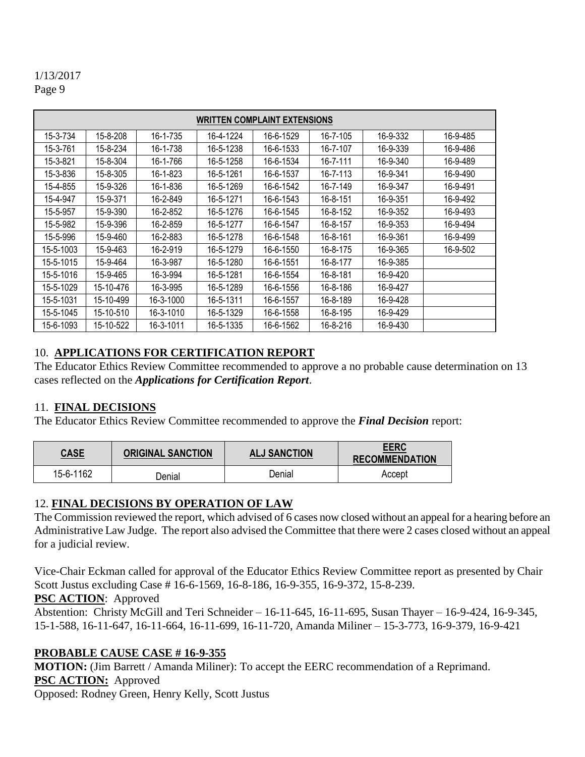1/13/2017
Page 9

| WRITTEN COMPLAINT EXTENSIONS | | | | | | | |
|---|---|---|---|---|---|---|---|
| 15-3-734 | 15-8-208 | 16-1-735 | 16-4-1224 | 16-6-1529 | 16-7-105 | 16-9-332 | 16-9-485 |
| 15-3-761 | 15-8-234 | 16-1-738 | 16-5-1238 | 16-6-1533 | 16-7-107 | 16-9-339 | 16-9-486 |
| 15-3-821 | 15-8-304 | 16-1-766 | 16-5-1258 | 16-6-1534 | 16-7-111 | 16-9-340 | 16-9-489 |
| 15-3-836 | 15-8-305 | 16-1-823 | 16-5-1261 | 16-6-1537 | 16-7-113 | 16-9-341 | 16-9-490 |
| 15-4-855 | 15-9-326 | 16-1-836 | 16-5-1269 | 16-6-1542 | 16-7-149 | 16-9-347 | 16-9-491 |
| 15-4-947 | 15-9-371 | 16-2-849 | 16-5-1271 | 16-6-1543 | 16-8-151 | 16-9-351 | 16-9-492 |
| 15-5-957 | 15-9-390 | 16-2-852 | 16-5-1276 | 16-6-1545 | 16-8-152 | 16-9-352 | 16-9-493 |
| 15-5-982 | 15-9-396 | 16-2-859 | 16-5-1277 | 16-6-1547 | 16-8-157 | 16-9-353 | 16-9-494 |
| 15-5-996 | 15-9-460 | 16-2-883 | 16-5-1278 | 16-6-1548 | 16-8-161 | 16-9-361 | 16-9-499 |
| 15-5-1003 | 15-9-463 | 16-2-919 | 16-5-1279 | 16-6-1550 | 16-8-175 | 16-9-365 | 16-9-502 |
| 15-5-1015 | 15-9-464 | 16-3-987 | 16-5-1280 | 16-6-1551 | 16-8-177 | 16-9-385 | |
| 15-5-1016 | 15-9-465 | 16-3-994 | 16-5-1281 | 16-6-1554 | 16-8-181 | 16-9-420 | |
| 15-5-1029 | 15-10-476 | 16-3-995 | 16-5-1289 | 16-6-1556 | 16-8-186 | 16-9-427 | |
| 15-5-1031 | 15-10-499 | 16-3-1000 | 16-5-1311 | 16-6-1557 | 16-8-189 | 16-9-428 | |
| 15-5-1045 | 15-10-510 | 16-3-1010 | 16-5-1329 | 16-6-1558 | 16-8-195 | 16-9-429 | |
| 15-6-1093 | 15-10-522 | 16-3-1011 | 16-5-1335 | 16-6-1562 | 16-8-216 | 16-9-430 | |

10. **APPLICATIONS FOR CERTIFICATION REPORT**

The Educator Ethics Review Committee recommended to approve a no probable cause determination on 13 cases reflected on the ***Applications for Certification Report***.

11. **FINAL DECISIONS**

The Educator Ethics Review Committee recommended to approve the ***Final Decision*** report:

| CASE | ORIGINAL SANCTION | ALJ SANCTION | EERC RECOMMENDATION |
|---|---|---|---|
| 15-6-1162 | Denial | Denial | Accept |

12. **FINAL DECISIONS BY OPERATION OF LAW**

The Commission reviewed the report, which advised of 6 cases now closed without an appeal for a hearing before an Administrative Law Judge. The report also advised the Committee that there were 2 cases closed without an appeal for a judicial review.

Vice-Chair Eckman called for approval of the Educator Ethics Review Committee report as presented by Chair Scott Justus excluding Case # 16-6-1569, 16-8-186, 16-9-355, 16-9-372, 15-8-239.

**PSC ACTION**: Approved

Abstention: Christy McGill and Teri Schneider – 16-11-645, 16-11-695, Susan Thayer – 16-9-424, 16-9-345, 15-1-588, 16-11-647, 16-11-664, 16-11-699, 16-11-720, Amanda Miliner – 15-3-773, 16-9-379, 16-9-421

**PROBABLE CAUSE CASE # 16-9-355**

**MOTION:** (Jim Barrett / Amanda Miliner): To accept the EERC recommendation of a Reprimand.

**PSC ACTION:** Approved

Opposed: Rodney Green, Henry Kelly, Scott Justus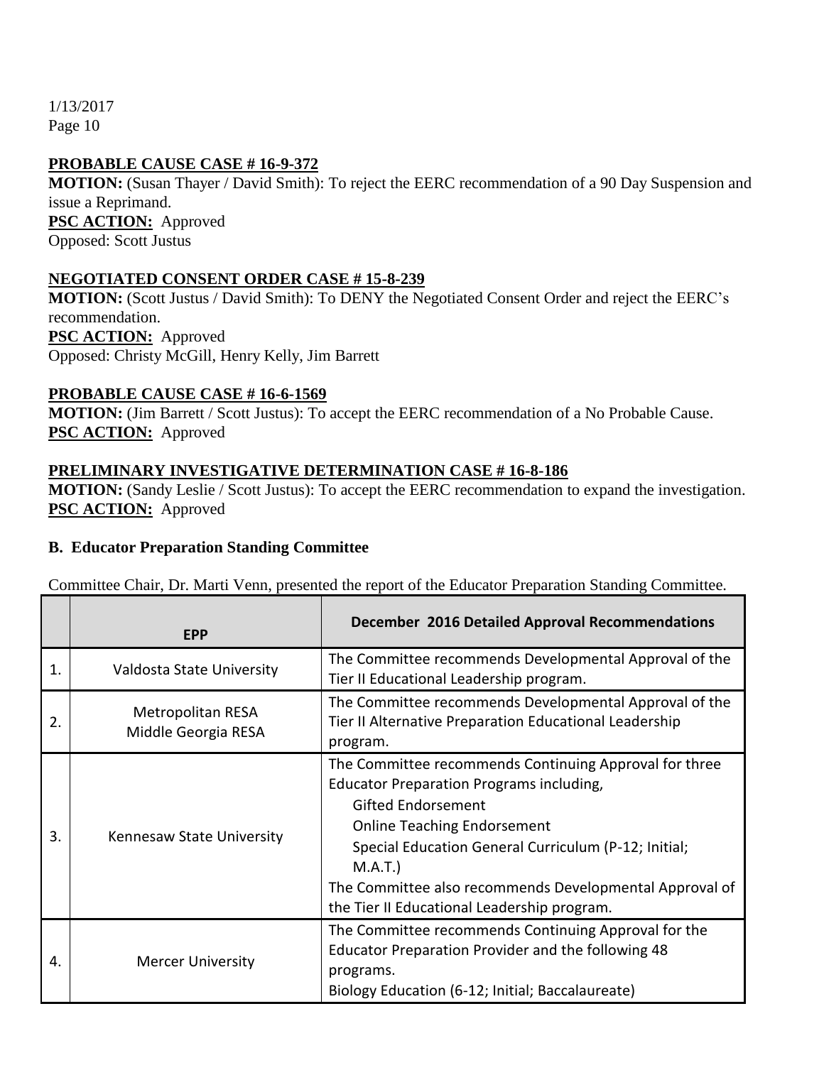**PROBABLE CAUSE CASE # 16-9-372**

**MOTION:** (Susan Thayer / David Smith): To reject the EERC recommendation of a 90 Day Suspension and issue a Reprimand.

**PSC ACTION:** Approved

Opposed: Scott Justus

**NEGOTIATED CONSENT ORDER CASE # 15-8-239**

**MOTION:** (Scott Justus / David Smith): To DENY the Negotiated Consent Order and reject the EERC's recommendation.

**PSC ACTION:** Approved

Opposed: Christy McGill, Henry Kelly, Jim Barrett

**PROBABLE CAUSE CASE # 16-6-1569**

**MOTION:** (Jim Barrett / Scott Justus): To accept the EERC recommendation of a No Probable Cause.

**PSC ACTION:** Approved

**PRELIMINARY INVESTIGATIVE DETERMINATION CASE # 16-8-186**

**MOTION:** (Sandy Leslie / Scott Justus): To accept the EERC recommendation to expand the investigation.

**PSC ACTION:** Approved

### B. Educator Preparation Standing Committee

Committee Chair, Dr. Marti Venn, presented the report of the Educator Preparation Standing Committee.

| | EPP | December 2016 Detailed Approval Recommendations |
|---|---|---|
| 1. | Valdosta State University | The Committee recommends Developmental Approval of the Tier II Educational Leadership program. |
| 2. | Metropolitan RESA<br>Middle Georgia RESA | The Committee recommends Developmental Approval of the Tier II Alternative Preparation Educational Leadership program. |
| 3. | Kennesaw State University | The Committee recommends Continuing Approval for three Educator Preparation Programs including,<br>Gifted Endorsement<br>Online Teaching Endorsement<br>Special Education General Curriculum (P-12; Initial; M.A.T.)<br>The Committee also recommends Developmental Approval of the Tier II Educational Leadership program. |
| 4. | Mercer University | The Committee recommends Continuing Approval for the Educator Preparation Provider and the following 48 programs.<br>Biology Education (6-12; Initial; Baccalaureate) |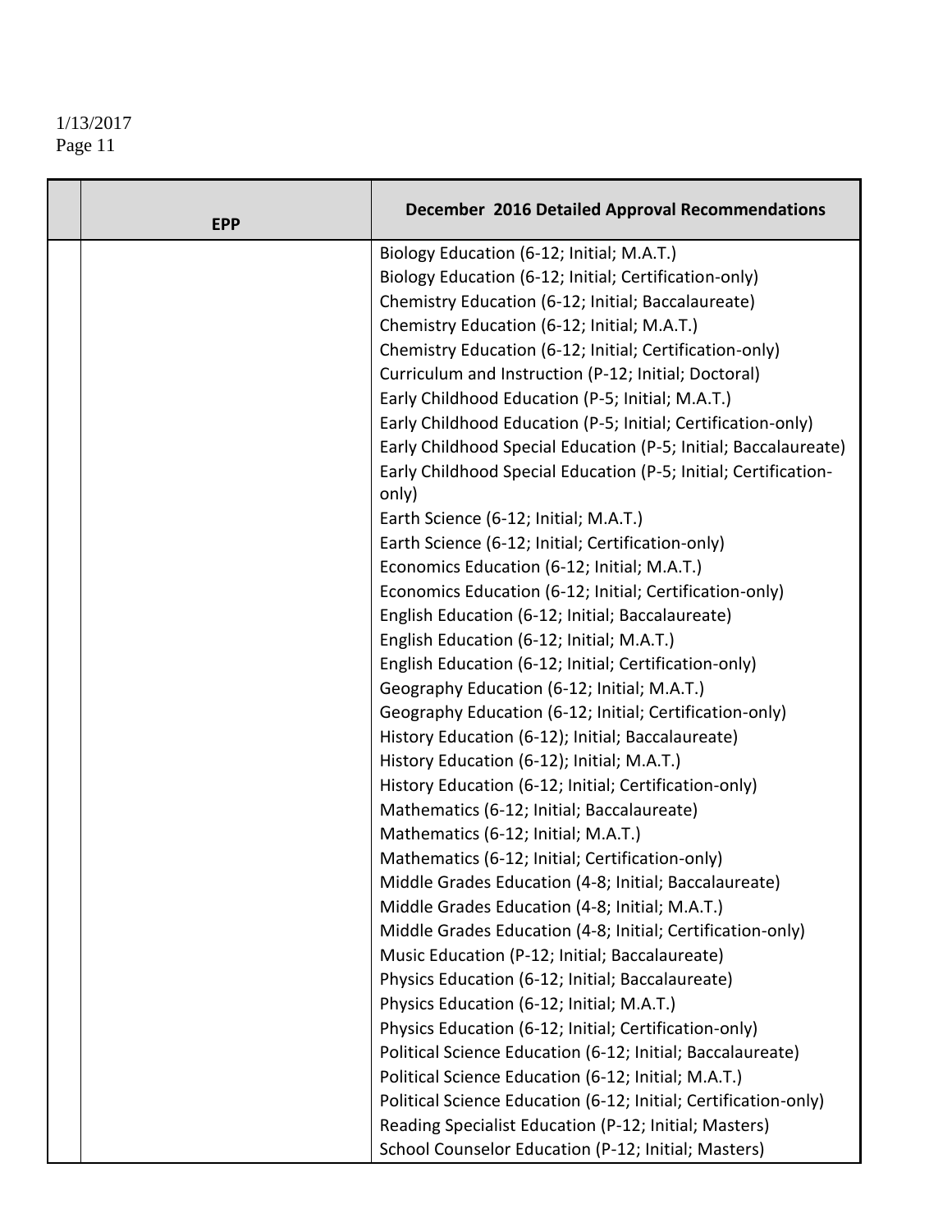| | EPP | December 2016 Detailed Approval Recommendations |
|---|---|---|
| | | Biology Education (6-12; Initial; M.A.T.)<br>Biology Education (6-12; Initial; Certification-only)<br>Chemistry Education (6-12; Initial; Baccalaureate)<br>Chemistry Education (6-12; Initial; M.A.T.)<br>Chemistry Education (6-12; Initial; Certification-only)<br>Curriculum and Instruction (P-12; Initial; Doctoral)<br>Early Childhood Education (P-5; Initial; M.A.T.)<br>Early Childhood Education (P-5; Initial; Certification-only)<br>Early Childhood Special Education (P-5; Initial; Baccalaureate)<br>Early Childhood Special Education (P-5; Initial; Certification-only)<br>Earth Science (6-12; Initial; M.A.T.)<br>Earth Science (6-12; Initial; Certification-only)<br>Economics Education (6-12; Initial; M.A.T.)<br>Economics Education (6-12; Initial; Certification-only)<br>English Education (6-12; Initial; Baccalaureate)<br>English Education (6-12; Initial; M.A.T.)<br>English Education (6-12; Initial; Certification-only)<br>Geography Education (6-12; Initial; M.A.T.)<br>Geography Education (6-12; Initial; Certification-only)<br>History Education (6-12); Initial; Baccalaureate)<br>History Education (6-12); Initial; M.A.T.)<br>History Education (6-12; Initial; Certification-only)<br>Mathematics (6-12; Initial; Baccalaureate)<br>Mathematics (6-12; Initial; M.A.T.)<br>Mathematics (6-12; Initial; Certification-only)<br>Middle Grades Education (4-8; Initial; Baccalaureate)<br>Middle Grades Education (4-8; Initial; M.A.T.)<br>Middle Grades Education (4-8; Initial; Certification-only)<br>Music Education (P-12; Initial; Baccalaureate)<br>Physics Education (6-12; Initial; Baccalaureate)<br>Physics Education (6-12; Initial; M.A.T.)<br>Physics Education (6-12; Initial; Certification-only)<br>Political Science Education (6-12; Initial; Baccalaureate)<br>Political Science Education (6-12; Initial; M.A.T.)<br>Political Science Education (6-12; Initial; Certification-only)<br>Reading Specialist Education (P-12; Initial; Masters)<br>School Counselor Education (P-12; Initial; Masters) |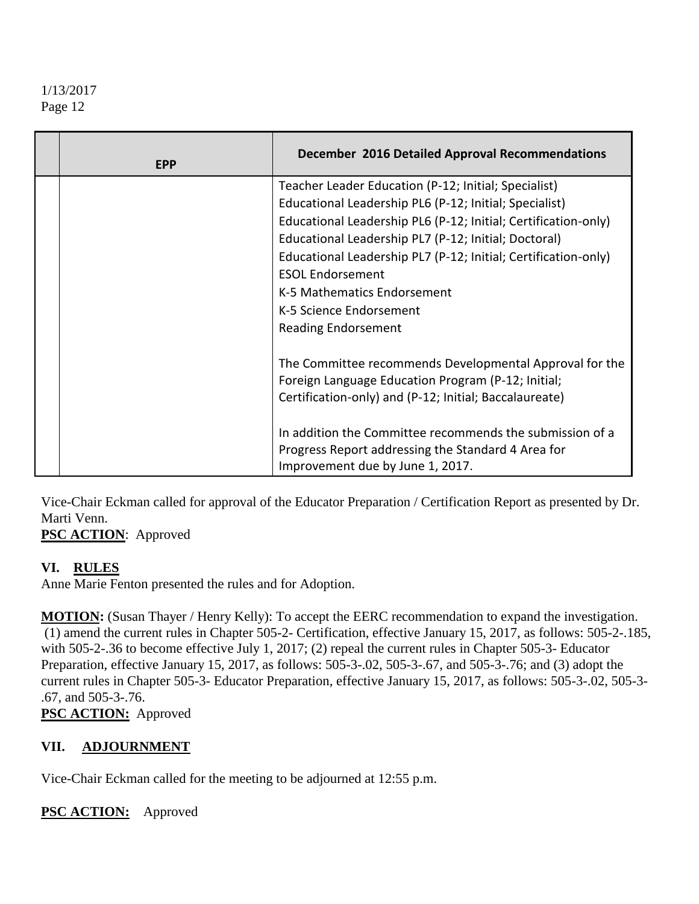| | EPP | December 2016 Detailed Approval Recommendations |
|---|---|---|
| | | Teacher Leader Education (P-12; Initial; Specialist)<br>Educational Leadership PL6 (P-12; Initial; Specialist)<br>Educational Leadership PL6 (P-12; Initial; Certification-only)<br>Educational Leadership PL7 (P-12; Initial; Doctoral)<br>Educational Leadership PL7 (P-12; Initial; Certification-only)<br>ESOL Endorsement<br>K-5 Mathematics Endorsement<br>K-5 Science Endorsement<br>Reading Endorsement<br><br>The Committee recommends Developmental Approval for the Foreign Language Education Program (P-12; Initial; Certification-only) and (P-12; Initial; Baccalaureate)<br><br>In addition the Committee recommends the submission of a Progress Report addressing the Standard 4 Area for Improvement due by June 1, 2017. |

Vice-Chair Eckman called for approval of the Educator Preparation / Certification Report as presented by Dr. Marti Venn.

**PSC ACTION**: Approved

## VI. RULES

Anne Marie Fenton presented the rules and for Adoption.

**MOTION:** (Susan Thayer / Henry Kelly): To accept the EERC recommendation to expand the investigation. (1) amend the current rules in Chapter 505-2- Certification, effective January 15, 2017, as follows: 505-2-.185, with 505-2-.36 to become effective July 1, 2017; (2) repeal the current rules in Chapter 505-3- Educator Preparation, effective January 15, 2017, as follows: 505-3-.02, 505-3-.67, and 505-3-.76; and (3) adopt the current rules in Chapter 505-3- Educator Preparation, effective January 15, 2017, as follows: 505-3-.02, 505-3-.67, and 505-3-.76.

**PSC ACTION:** Approved

## VII. ADJOURNMENT

Vice-Chair Eckman called for the meeting to be adjourned at 12:55 p.m.

**PSC ACTION:** Approved